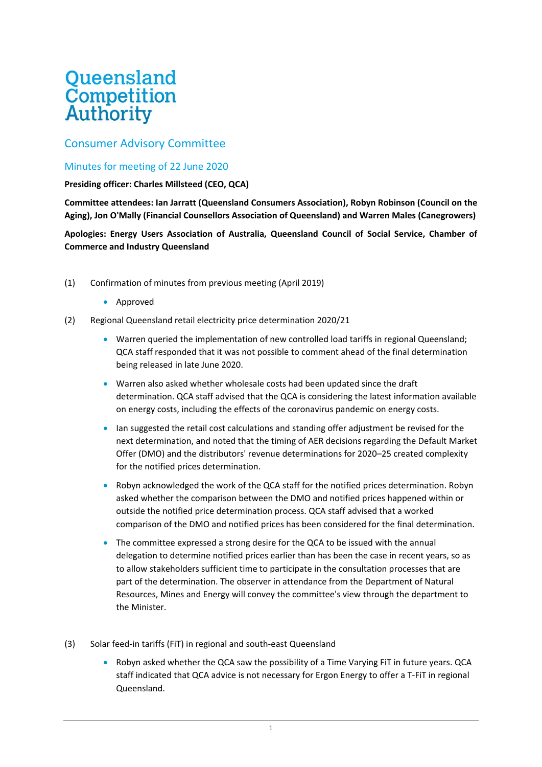# Queensland Competition Authority

## Consumer Advisory Committee

### Minutes for meeting of 22 June 2020

**Presiding officer: Charles Millsteed (CEO, QCA)**

**Committee attendees: Ian Jarratt (Queensland Consumers Association), Robyn Robinson (Council on the Aging), Jon O'Mally (Financial Counsellors Association of Queensland) and Warren Males (Canegrowers)**

**Apologies: Energy Users Association of Australia, Queensland Council of Social Service, Chamber of Commerce and Industry Queensland**

(1) Confirmation of minutes from previous meeting (April 2019)

- Approved

(2) Regional Queensland retail electricity price determination 2020/21

- Warren queried the implementation of new controlled load tariffs in regional Queensland; QCA staff responded that it was not possible to comment ahead of the final determination being released in late June 2020.
- Warren also asked whether wholesale costs had been updated since the draft determination. QCA staff advised that the QCA is considering the latest information available on energy costs, including the effects of the coronavirus pandemic on energy costs.
- Ian suggested the retail cost calculations and standing offer adjustment be revised for the next determination, and noted that the timing of AER decisions regarding the Default Market Offer (DMO) and the distributors' revenue determinations for 2020–25 created complexity for the notified prices determination.
- Robyn acknowledged the work of the QCA staff for the notified prices determination. Robyn asked whether the comparison between the DMO and notified prices happened within or outside the notified price determination process. QCA staff advised that a worked comparison of the DMO and notified prices has been considered for the final determination.
- The committee expressed a strong desire for the QCA to be issued with the annual delegation to determine notified prices earlier than has been the case in recent years, so as to allow stakeholders sufficient time to participate in the consultation processes that are part of the determination. The observer in attendance from the Department of Natural Resources, Mines and Energy will convey the committee's view through the department to the Minister.

(3) Solar feed-in tariffs (FiT) in regional and south-east Queensland

- Robyn asked whether the QCA saw the possibility of a Time Varying FiT in future years. QCA staff indicated that QCA advice is not necessary for Ergon Energy to offer a T-FiT in regional Queensland.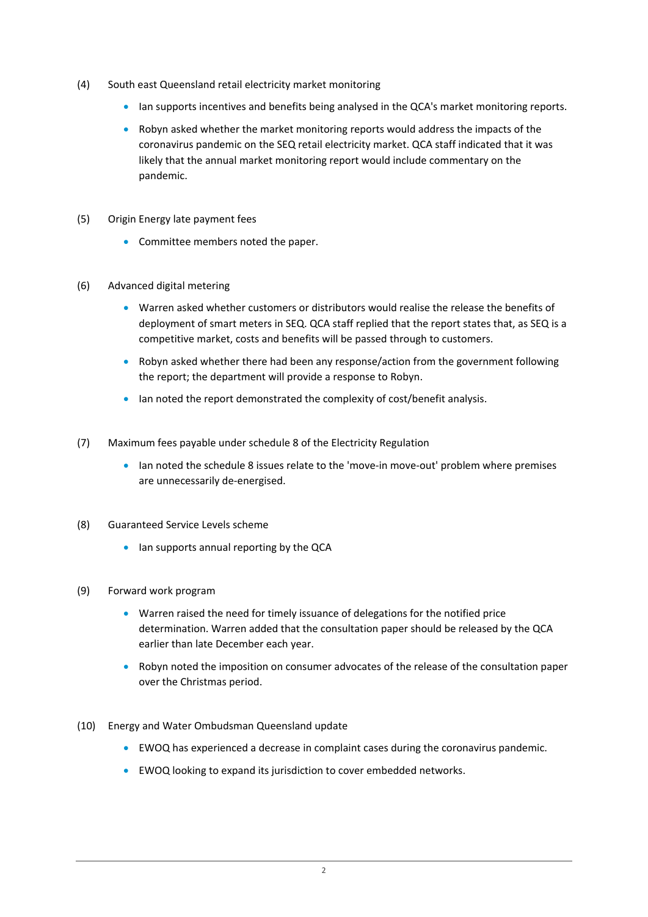(4) South east Queensland retail electricity market monitoring

- Ian supports incentives and benefits being analysed in the QCA's market monitoring reports.
- Robyn asked whether the market monitoring reports would address the impacts of the coronavirus pandemic on the SEQ retail electricity market. QCA staff indicated that it was likely that the annual market monitoring report would include commentary on the pandemic.

(5) Origin Energy late payment fees

- Committee members noted the paper.

(6) Advanced digital metering

- Warren asked whether customers or distributors would realise the release the benefits of deployment of smart meters in SEQ. QCA staff replied that the report states that, as SEQ is a competitive market, costs and benefits will be passed through to customers.
- Robyn asked whether there had been any response/action from the government following the report; the department will provide a response to Robyn.
- Ian noted the report demonstrated the complexity of cost/benefit analysis.

(7) Maximum fees payable under schedule 8 of the Electricity Regulation

- Ian noted the schedule 8 issues relate to the 'move-in move-out' problem where premises are unnecessarily de-energised.

(8) Guaranteed Service Levels scheme

- Ian supports annual reporting by the QCA

(9) Forward work program

- Warren raised the need for timely issuance of delegations for the notified price determination. Warren added that the consultation paper should be released by the QCA earlier than late December each year.
- Robyn noted the imposition on consumer advocates of the release of the consultation paper over the Christmas period.

(10) Energy and Water Ombudsman Queensland update

- EWOQ has experienced a decrease in complaint cases during the coronavirus pandemic.
- EWOQ looking to expand its jurisdiction to cover embedded networks.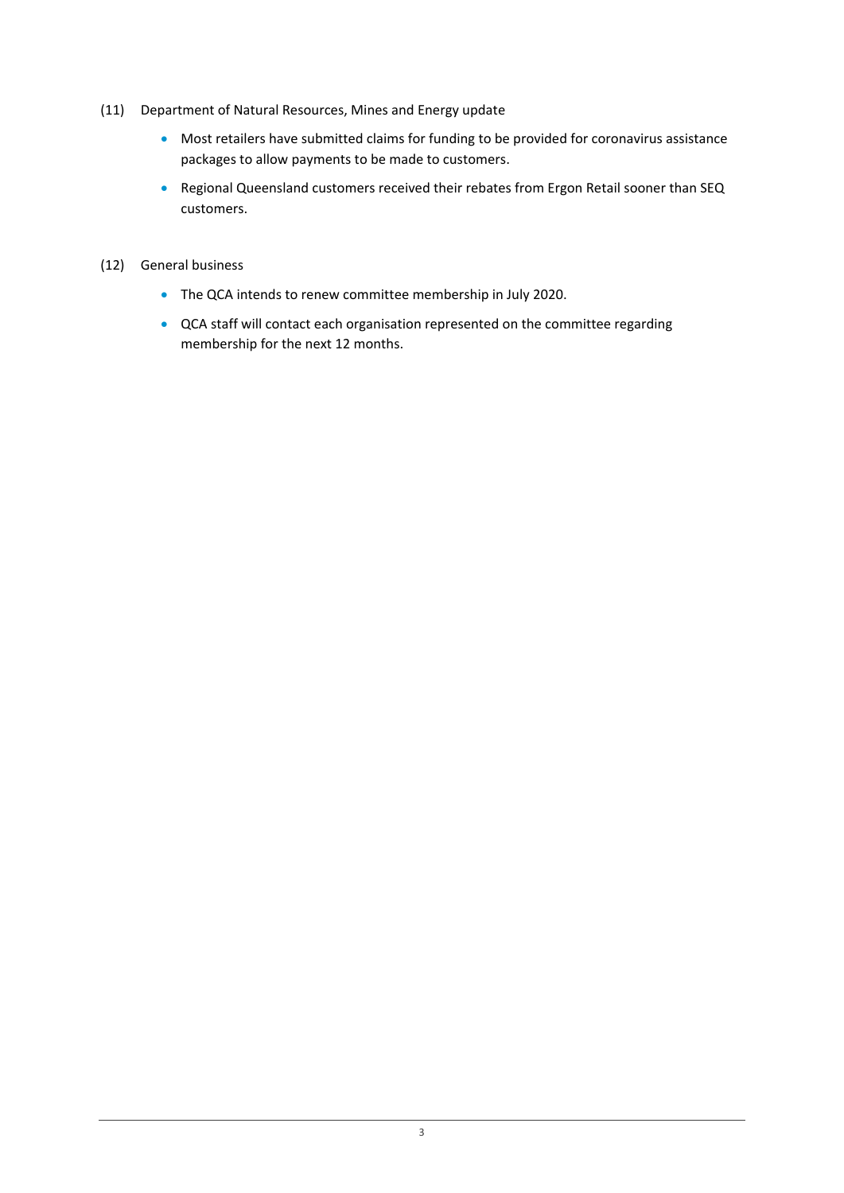(11) Department of Natural Resources, Mines and Energy update

- Most retailers have submitted claims for funding to be provided for coronavirus assistance packages to allow payments to be made to customers.
- Regional Queensland customers received their rebates from Ergon Retail sooner than SEQ customers.

(12) General business

- The QCA intends to renew committee membership in July 2020.
- QCA staff will contact each organisation represented on the committee regarding membership for the next 12 months.